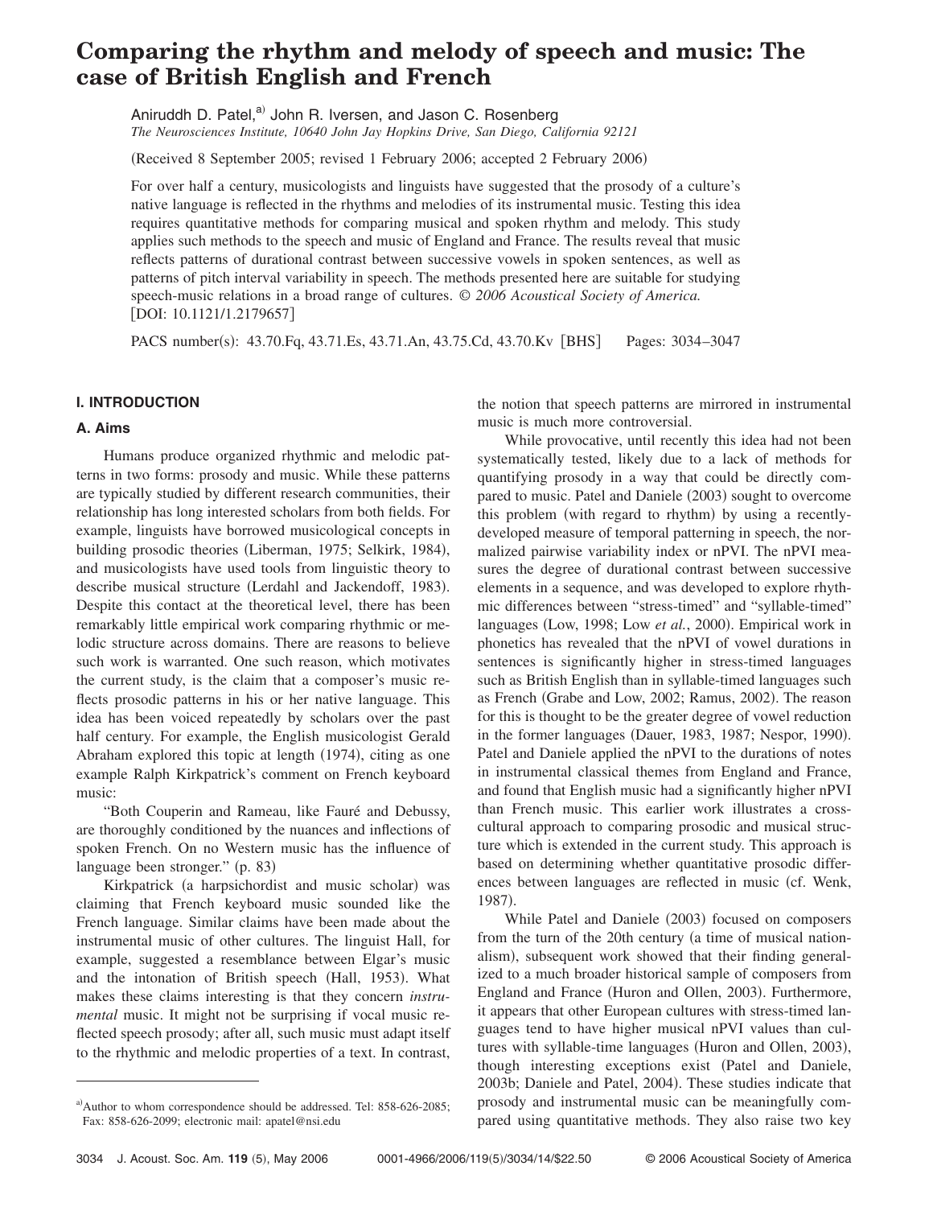# Comparing the rhythm and melody of speech and music: The case of British English and French

Aniruddh D. Patel,[a] John R. Iversen, and Jason C. Rosenberg

*The Neurosciences Institute, 10640 John Jay Hopkins Drive, San Diego, California 92121*

(Received 8 September 2005; revised 1 February 2006; accepted 2 February 2006)

For over half a century, musicologists and linguists have suggested that the prosody of a culture's native language is reflected in the rhythms and melodies of its instrumental music. Testing this idea requires quantitative methods for comparing musical and spoken rhythm and melody. This study applies such methods to the speech and music of England and France. The results reveal that music reflects patterns of durational contrast between successive vowels in spoken sentences, as well as patterns of pitch interval variability in speech. The methods presented here are suitable for studying speech-music relations in a broad range of cultures. *© 2006 Acoustical Society of America.* [DOI: 10.1121/1.2179657]

PACS number(s): 43.70.Fq, 43.71.Es, 43.71.An, 43.75.Cd, 43.70.Kv [BHS] Pages: 3034–3047

## I. INTRODUCTION

### A. Aims

Humans produce organized rhythmic and melodic patterns in two forms: prosody and music. While these patterns are typically studied by different research communities, their relationship has long interested scholars from both fields. For example, linguists have borrowed musicological concepts in building prosodic theories (Liberman, 1975; Selkirk, 1984), and musicologists have used tools from linguistic theory to describe musical structure (Lerdahl and Jackendoff, 1983). Despite this contact at the theoretical level, there has been remarkably little empirical work comparing rhythmic or melodic structure across domains. There are reasons to believe such work is warranted. One such reason, which motivates the current study, is the claim that a composer's music reflects prosodic patterns in his or her native language. This idea has been voiced repeatedly by scholars over the past half century. For example, the English musicologist Gerald Abraham explored this topic at length (1974), citing as one example Ralph Kirkpatrick's comment on French keyboard music:

"Both Couperin and Rameau, like Fauré and Debussy, are thoroughly conditioned by the nuances and inflections of spoken French. On no Western music has the influence of language been stronger." (p. 83)

Kirkpatrick (a harpsichordist and music scholar) was claiming that French keyboard music sounded like the French language. Similar claims have been made about the instrumental music of other cultures. The linguist Hall, for example, suggested a resemblance between Elgar's music and the intonation of British speech (Hall, 1953). What makes these claims interesting is that they concern *instrumental* music. It might not be surprising if vocal music reflected speech prosody; after all, such music must adapt itself to the rhythmic and melodic properties of a text. In contrast, the notion that speech patterns are mirrored in instrumental music is much more controversial.

While provocative, until recently this idea had not been systematically tested, likely due to a lack of methods for quantifying prosody in a way that could be directly compared to music. Patel and Daniele (2003) sought to overcome this problem (with regard to rhythm) by using a recently-developed measure of temporal patterning in speech, the normalized pairwise variability index or nPVI. The nPVI measures the degree of durational contrast between successive elements in a sequence, and was developed to explore rhythmic differences between "stress-timed" and "syllable-timed" languages (Low, 1998; Low *et al.*, 2000). Empirical work in phonetics has revealed that the nPVI of vowel durations in sentences is significantly higher in stress-timed languages such as British English than in syllable-timed languages such as French (Grabe and Low, 2002; Ramus, 2002). The reason for this is thought to be the greater degree of vowel reduction in the former languages (Dauer, 1983, 1987; Nespor, 1990). Patel and Daniele applied the nPVI to the durations of notes in instrumental classical themes from England and France, and found that English music had a significantly higher nPVI than French music. This earlier work illustrates a cross-cultural approach to comparing prosodic and musical structure which is extended in the current study. This approach is based on determining whether quantitative prosodic differences between languages are reflected in music (cf. Wenk, 1987).

While Patel and Daniele (2003) focused on composers from the turn of the 20th century (a time of musical nationalism), subsequent work showed that their finding generalized to a much broader historical sample of composers from England and France (Huron and Ollen, 2003). Furthermore, it appears that other European cultures with stress-timed languages tend to have higher musical nPVI values than cultures with syllable-time languages (Huron and Ollen, 2003), though interesting exceptions exist (Patel and Daniele, 2003b; Daniele and Patel, 2004). These studies indicate that prosody and instrumental music can be meaningfully compared using quantitative methods. They also raise two key

[a] Author to whom correspondence should be addressed. Tel: 858-626-2085; Fax: 858-626-2099; electronic mail: apatel@nsi.edu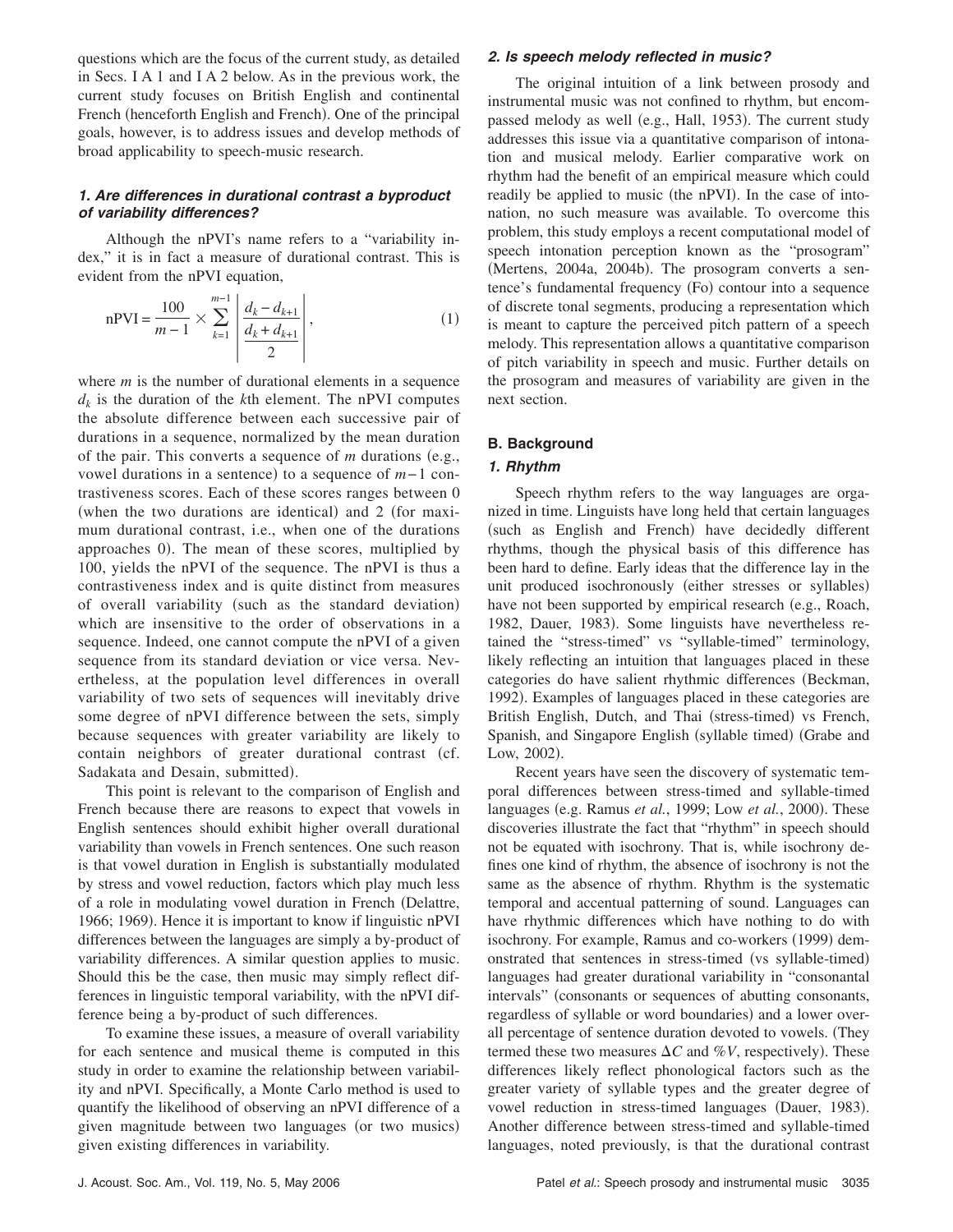questions which are the focus of the current study, as detailed in Secs. I A 1 and I A 2 below. As in the previous work, the current study focuses on British English and continental French (henceforth English and French). One of the principal goals, however, is to address issues and develop methods of broad applicability to speech-music research.

#### *1. Are differences in durational contrast a byproduct of variability differences?*

Although the nPVI's name refers to a "variability index," it is in fact a measure of durational contrast. This is evident from the nPVI equation,

$$\text{nPVI} = \frac{100}{m-1} \times \sum_{k=1}^{m-1} \left| \frac{d_k - d_{k+1}}{\frac{d_k + d_{k+1}}{2}} \right|, \tag{1}$$

where $m$ is the number of durational elements in a sequence $d_k$ is the duration of the $k$th element. The nPVI computes the absolute difference between each successive pair of durations in a sequence, normalized by the mean duration of the pair. This converts a sequence of $m$ durations (e.g., vowel durations in a sentence) to a sequence of $m-1$ contrastiveness scores. Each of these scores ranges between 0 (when the two durations are identical) and 2 (for maximum durational contrast, i.e., when one of the durations approaches 0). The mean of these scores, multiplied by 100, yields the nPVI of the sequence. The nPVI is thus a contrastiveness index and is quite distinct from measures of overall variability (such as the standard deviation) which are insensitive to the order of observations in a sequence. Indeed, one cannot compute the nPVI of a given sequence from its standard deviation or vice versa. Nevertheless, at the population level differences in overall variability of two sets of sequences will inevitably drive some degree of nPVI difference between the sets, simply because sequences with greater variability are likely to contain neighbors of greater durational contrast (cf. Sadakata and Desain, submitted).

This point is relevant to the comparison of English and French because there are reasons to expect that vowels in English sentences should exhibit higher overall durational variability than vowels in French sentences. One such reason is that vowel duration in English is substantially modulated by stress and vowel reduction, factors which play much less of a role in modulating vowel duration in French (Delattre, 1966; 1969). Hence it is important to know if linguistic nPVI differences between the languages are simply a by-product of variability differences. A similar question applies to music. Should this be the case, then music may simply reflect differences in linguistic temporal variability, with the nPVI difference being a by-product of such differences.

To examine these issues, a measure of overall variability for each sentence and musical theme is computed in this study in order to examine the relationship between variability and nPVI. Specifically, a Monte Carlo method is used to quantify the likelihood of observing an nPVI difference of a given magnitude between two languages (or two musics) given existing differences in variability.

#### *2. Is speech melody reflected in music?*

The original intuition of a link between prosody and instrumental music was not confined to rhythm, but encompassed melody as well (e.g., Hall, 1953). The current study addresses this issue via a quantitative comparison of intonation and musical melody. Earlier comparative work on rhythm had the benefit of an empirical measure which could readily be applied to music (the nPVI). In the case of intonation, no such measure was available. To overcome this problem, this study employs a recent computational model of speech intonation perception known as the "prosogram" (Mertens, 2004a, 2004b). The prosogram converts a sentence's fundamental frequency (Fo) contour into a sequence of discrete tonal segments, producing a representation which is meant to capture the perceived pitch pattern of a speech melody. This representation allows a quantitative comparison of pitch variability in speech and music. Further details on the prosogram and measures of variability are given in the next section.

### B. Background

#### *1. Rhythm*

Speech rhythm refers to the way languages are organized in time. Linguists have long held that certain languages (such as English and French) have decidedly different rhythms, though the physical basis of this difference has been hard to define. Early ideas that the difference lay in the unit produced isochronously (either stresses or syllables) have not been supported by empirical research (e.g., Roach, 1982, Dauer, 1983). Some linguists have nevertheless retained the "stress-timed" vs "syllable-timed" terminology, likely reflecting an intuition that languages placed in these categories do have salient rhythmic differences (Beckman, 1992). Examples of languages placed in these categories are British English, Dutch, and Thai (stress-timed) vs French, Spanish, and Singapore English (syllable timed) (Grabe and Low, 2002).

Recent years have seen the discovery of systematic temporal differences between stress-timed and syllable-timed languages (e.g. Ramus *et al.*, 1999; Low *et al.*, 2000). These discoveries illustrate the fact that "rhythm" in speech should not be equated with isochrony. That is, while isochrony defines one kind of rhythm, the absence of isochrony is not the same as the absence of rhythm. Rhythm is the systematic temporal and accentual patterning of sound. Languages can have rhythmic differences which have nothing to do with isochrony. For example, Ramus and co-workers (1999) demonstrated that sentences in stress-timed (vs syllable-timed) languages had greater durational variability in "consonantal intervals" (consonants or sequences of abutting consonants, regardless of syllable or word boundaries) and a lower overall percentage of sentence duration devoted to vowels. (They termed these two measures $\Delta C$ and $\%V$, respectively). These differences likely reflect phonological factors such as the greater variety of syllable types and the greater degree of vowel reduction in stress-timed languages (Dauer, 1983). Another difference between stress-timed and syllable-timed languages, noted previously, is that the durational contrast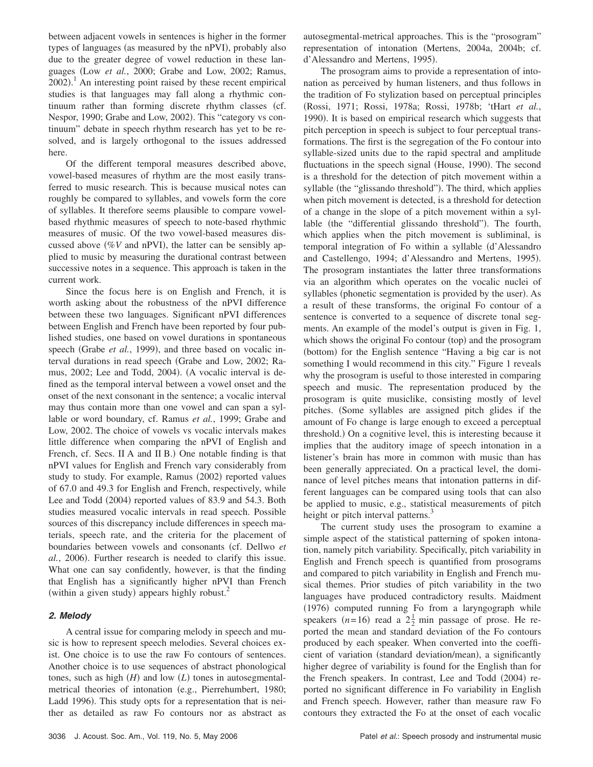between adjacent vowels in sentences is higher in the former types of languages (as measured by the nPVI), probably also due to the greater degree of vowel reduction in these languages (Low *et al.*, 2000; Grabe and Low, 2002; Ramus, 2002).[1] An interesting point raised by these recent empirical studies is that languages may fall along a rhythmic continuum rather than forming discrete rhythm classes (cf. Nespor, 1990; Grabe and Low, 2002). This "category vs continuum" debate in speech rhythm research has yet to be resolved, and is largely orthogonal to the issues addressed here.

Of the different temporal measures described above, vowel-based measures of rhythm are the most easily transferred to music research. This is because musical notes can roughly be compared to syllables, and vowels form the core of syllables. It therefore seems plausible to compare vowel-based rhythmic measures of speech to note-based rhythmic measures of music. Of the two vowel-based measures discussed above (%$V$ and nPVI), the latter can be sensibly applied to music by measuring the durational contrast between successive notes in a sequence. This approach is taken in the current work.

Since the focus here is on English and French, it is worth asking about the robustness of the nPVI difference between these two languages. Significant nPVI differences between English and French have been reported by four published studies, one based on vowel durations in spontaneous speech (Grabe *et al.*, 1999), and three based on vocalic interval durations in read speech (Grabe and Low, 2002; Ramus, 2002; Lee and Todd, 2004). (A vocalic interval is defined as the temporal interval between a vowel onset and the onset of the next consonant in the sentence; a vocalic interval may thus contain more than one vowel and can span a syllable or word boundary, cf. Ramus *et al.*, 1999; Grabe and Low, 2002. The choice of vowels vs vocalic intervals makes little difference when comparing the nPVI of English and French, cf. Secs. II A and II B.) One notable finding is that nPVI values for English and French vary considerably from study to study. For example, Ramus (2002) reported values of 67.0 and 49.3 for English and French, respectively, while Lee and Todd (2004) reported values of 83.9 and 54.3. Both studies measured vocalic intervals in read speech. Possible sources of this discrepancy include differences in speech materials, speech rate, and the criteria for the placement of boundaries between vowels and consonants (cf. Dellwo *et al.*, 2006). Further research is needed to clarify this issue. What one can say confidently, however, is that the finding that English has a significantly higher nPVI than French (within a given study) appears highly robust.[2]

### *2. Melody*

A central issue for comparing melody in speech and music is how to represent speech melodies. Several choices exist. One choice is to use the raw Fo contours of sentences. Another choice is to use sequences of abstract phonological tones, such as high ($H$) and low ($L$) tones in autosegmental-metrical theories of intonation (e.g., Pierrehumbert, 1980; Ladd 1996). This study opts for a representation that is neither as detailed as raw Fo contours nor as abstract as autosegmental-metrical approaches. This is the "prosogram" representation of intonation (Mertens, 2004a, 2004b; cf. d'Alessandro and Mertens, 1995).

The prosogram aims to provide a representation of intonation as perceived by human listeners, and thus follows in the tradition of Fo stylization based on perceptual principles (Rossi, 1971; Rossi, 1978a; Rossi, 1978b; 'tHart *et al.*, 1990). It is based on empirical research which suggests that pitch perception in speech is subject to four perceptual transformations. The first is the segregation of the Fo contour into syllable-sized units due to the rapid spectral and amplitude fluctuations in the speech signal (House, 1990). The second is a threshold for the detection of pitch movement within a syllable (the "glissando threshold"). The third, which applies when pitch movement is detected, is a threshold for detection of a change in the slope of a pitch movement within a syllable (the "differential glissando threshold"). The fourth, which applies when the pitch movement is subliminal, is temporal integration of Fo within a syllable (d'Alessandro and Castellengo, 1994; d'Alessandro and Mertens, 1995). The prosogram instantiates the latter three transformations via an algorithm which operates on the vocalic nuclei of syllables (phonetic segmentation is provided by the user). As a result of these transforms, the original Fo contour of a sentence is converted to a sequence of discrete tonal segments. An example of the model's output is given in Fig. 1, which shows the original Fo contour (top) and the prosogram (bottom) for the English sentence "Having a big car is not something I would recommend in this city." Figure 1 reveals why the prosogram is useful to those interested in comparing speech and music. The representation produced by the prosogram is quite musiclike, consisting mostly of level pitches. (Some syllables are assigned pitch glides if the amount of Fo change is large enough to exceed a perceptual threshold.) On a cognitive level, this is interesting because it implies that the auditory image of speech intonation in a listener's brain has more in common with music than has been generally appreciated. On a practical level, the dominance of level pitches means that intonation patterns in different languages can be compared using tools that can also be applied to music, e.g., statistical measurements of pitch height or pitch interval patterns.[3]

The current study uses the prosogram to examine a simple aspect of the statistical patterning of spoken intonation, namely pitch variability. Specifically, pitch variability in English and French speech is quantified from prosograms and compared to pitch variability in English and French musical themes. Prior studies of pitch variability in the two languages have produced contradictory results. Maidment (1976) computed running Fo from a laryngograph while speakers ($n=16$) read a $2\frac{1}{2}$ min passage of prose. He reported the mean and standard deviation of the Fo contours produced by each speaker. When converted into the coefficient of variation (standard deviation/mean), a significantly higher degree of variability is found for the English than for the French speakers. In contrast, Lee and Todd (2004) reported no significant difference in Fo variability in English and French speech. However, rather than measure raw Fo contours they extracted the Fo at the onset of each vocalic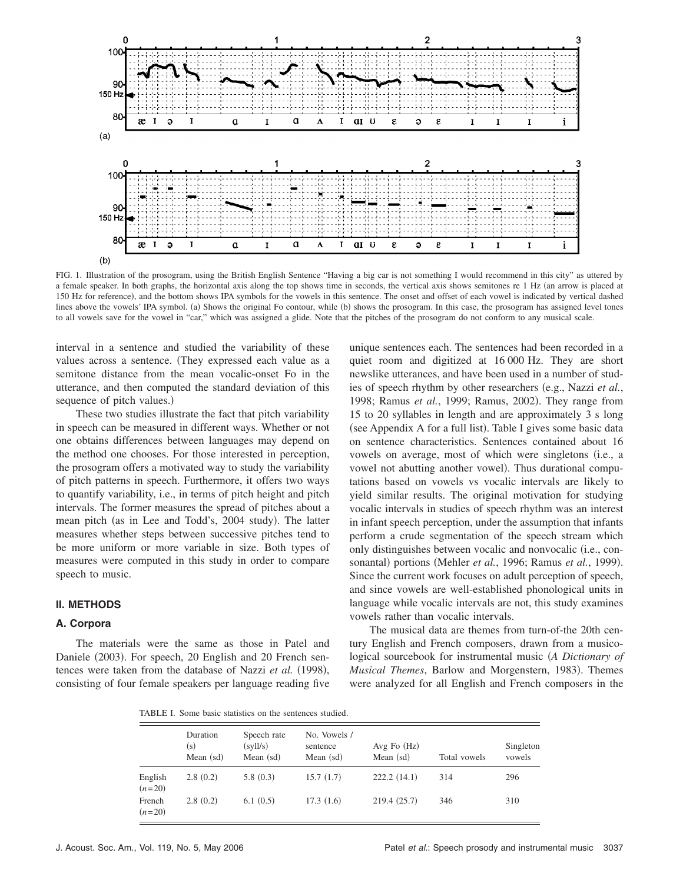FIG. 1. Illustration of the prosogram, using the British English Sentence "Having a big car is not something I would recommend in this city" as uttered by a female speaker. In both graphs, the horizontal axis along the top shows time in seconds, the vertical axis shows semitones re 1 Hz (an arrow is placed at 150 Hz for reference), and the bottom shows IPA symbols for the vowels in this sentence. The onset and offset of each vowel is indicated by vertical dashed lines above the vowels' IPA symbol. (a) Shows the original Fo contour, while (b) shows the prosogram. In this case, the prosogram has assigned level tones to all vowels save for the vowel in "car," which was assigned a glide. Note that the pitches of the prosogram do not conform to any musical scale.

interval in a sentence and studied the variability of these values across a sentence. (They expressed each value as a semitone distance from the mean vocalic-onset Fo in the utterance, and then computed the standard deviation of this sequence of pitch values.)

These two studies illustrate the fact that pitch variability in speech can be measured in different ways. Whether or not one obtains differences between languages may depend on the method one chooses. For those interested in perception, the prosogram offers a motivated way to study the variability of pitch patterns in speech. Furthermore, it offers two ways to quantify variability, i.e., in terms of pitch height and pitch intervals. The former measures the spread of pitches about a mean pitch (as in Lee and Todd's, 2004 study). The latter measures whether steps between successive pitches tend to be more uniform or more variable in size. Both types of measures were computed in this study in order to compare speech to music.

## II. METHODS

### A. Corpora

The materials were the same as those in Patel and Daniele (2003). For speech, 20 English and 20 French sentences were taken from the database of Nazzi *et al.* (1998), consisting of four female speakers per language reading five unique sentences each. The sentences had been recorded in a quiet room and digitized at 16 000 Hz. They are short newslike utterances, and have been used in a number of studies of speech rhythm by other researchers (e.g., Nazzi *et al.*, 1998; Ramus *et al.*, 1999; Ramus, 2002). They range from 15 to 20 syllables in length and are approximately 3 s long (see Appendix A for a full list). Table I gives some basic data on sentence characteristics. Sentences contained about 16 vowels on average, most of which were singletons (i.e., a vowel not abutting another vowel). Thus durational computations based on vowels vs vocalic intervals are likely to yield similar results. The original motivation for studying vocalic intervals in studies of speech rhythm was an interest in infant speech perception, under the assumption that infants perform a crude segmentation of the speech stream which only distinguishes between vocalic and nonvocalic (i.e., consonantal) portions (Mehler *et al.*, 1996; Ramus *et al.*, 1999). Since the current work focuses on adult perception of speech, and since vowels are well-established phonological units in language while vocalic intervals are not, this study examines vowels rather than vocalic intervals.

The musical data are themes from turn-of-the 20th century English and French composers, drawn from a musicological sourcebook for instrumental music (*A Dictionary of Musical Themes*, Barlow and Morgenstern, 1983). Themes were analyzed for all English and French composers in the

TABLE I. Some basic statistics on the sentences studied.

| | Duration (s) Mean (sd) | Speech rate (syll/s) Mean (sd) | No. Vowels / sentence Mean (sd) | Avg Fo (Hz) Mean (sd) | Total vowels | Singleton vowels |
|---|---|---|---|---|---|---|
| English ($n=20$) | 2.8 (0.2) | 5.8 (0.3) | 15.7 (1.7) | 222.2 (14.1) | 314 | 296 |
| French ($n=20$) | 2.8 (0.2) | 6.1 (0.5) | 17.3 (1.6) | 219.4 (25.7) | 346 | 310 |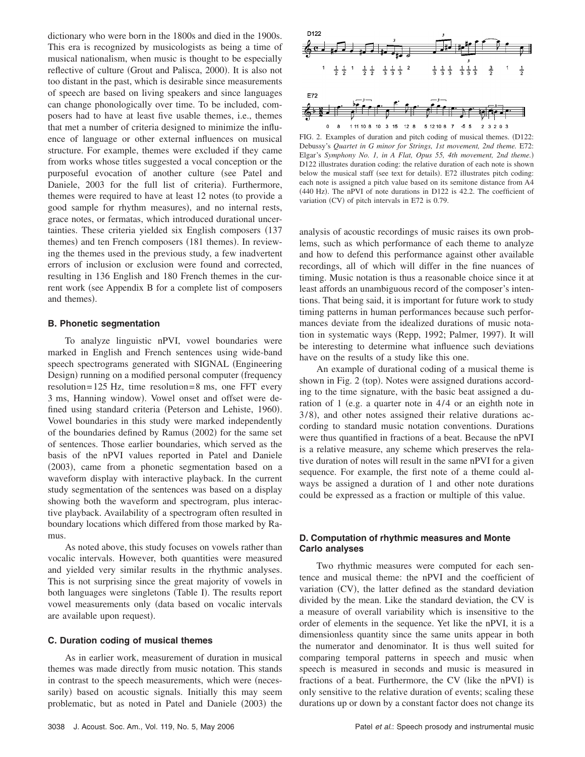dictionary who were born in the 1800s and died in the 1900s. This era is recognized by musicologists as being a time of musical nationalism, when music is thought to be especially reflective of culture (Grout and Palisca, 2000). It is also not too distant in the past, which is desirable since measurements of speech are based on living speakers and since languages can change phonologically over time. To be included, composers had to have at least five usable themes, i.e., themes that met a number of criteria designed to minimize the influence of language or other external influences on musical structure. For example, themes were excluded if they came from works whose titles suggested a vocal conception or the purposeful evocation of another culture (see Patel and Daniele, 2003 for the full list of criteria). Furthermore, themes were required to have at least 12 notes (to provide a good sample for rhythm measures), and no internal rests, grace notes, or fermatas, which introduced durational uncertainties. These criteria yielded six English composers (137 themes) and ten French composers (181 themes). In reviewing the themes used in the previous study, a few inadvertent errors of inclusion or exclusion were found and corrected, resulting in 136 English and 180 French themes in the current work (see Appendix B for a complete list of composers and themes).

### B. Phonetic segmentation

To analyze linguistic nPVI, vowel boundaries were marked in English and French sentences using wide-band speech spectrograms generated with SIGNAL (Engineering Design) running on a modified personal computer (frequency resolution=125 Hz, time resolution=8 ms, one FFT every 3 ms, Hanning window). Vowel onset and offset were defined using standard criteria (Peterson and Lehiste, 1960). Vowel boundaries in this study were marked independently of the boundaries defined by Ramus (2002) for the same set of sentences. Those earlier boundaries, which served as the basis of the nPVI values reported in Patel and Daniele (2003), came from a phonetic segmentation based on a waveform display with interactive playback. In the current study segmentation of the sentences was based on a display showing both the waveform and spectrogram, plus interactive playback. Availability of a spectrogram often resulted in boundary locations which differed from those marked by Ramus.

As noted above, this study focuses on vowels rather than vocalic intervals. However, both quantities were measured and yielded very similar results in the rhythmic analyses. This is not surprising since the great majority of vowels in both languages were singletons (Table I). The results report vowel measurements only (data based on vocalic intervals are available upon request).

### C. Duration coding of musical themes

As in earlier work, measurement of duration in musical themes was made directly from music notation. This stands in contrast to the speech measurements, which were (necessarily) based on acoustic signals. Initially this may seem problematic, but as noted in Patel and Daniele (2003) the analysis of acoustic recordings of music raises its own problems, such as which performance of each theme to analyze and how to defend this performance against other available recordings, all of which will differ in the fine nuances of timing. Music notation is thus a reasonable choice since it at least affords an unambiguous record of the composer's intentions. That being said, it is important for future work to study timing patterns in human performances because such performances deviate from the idealized durations of music notation in systematic ways (Repp, 1992; Palmer, 1997). It will be interesting to determine what influence such deviations have on the results of a study like this one.

FIG. 2. Examples of duration and pitch coding of musical themes. (D122: Debussy's *Quartet in G minor for Strings, 1st movement, 2nd theme.* E72: Elgar's *Symphony No. 1, in A Flat, Opus 55, 4th movement, 2nd theme.*) D122 illustrates duration coding: the relative duration of each note is shown below the musical staff (see text for details). E72 illustrates pitch coding: each note is assigned a pitch value based on its semitone distance from A4 (440 Hz). The nPVI of note durations in D122 is 42.2. The coefficient of variation (CV) of pitch intervals in E72 is 0.79.

An example of durational coding of a musical theme is shown in Fig. 2 (top). Notes were assigned durations according to the time signature, with the basic beat assigned a duration of 1 (e.g. a quarter note in 4/4 or an eighth note in 3/8), and other notes assigned their relative durations according to standard music notation conventions. Durations were thus quantified in fractions of a beat. Because the nPVI is a relative measure, any scheme which preserves the relative duration of notes will result in the same nPVI for a given sequence. For example, the first note of a theme could always be assigned a duration of 1 and other note durations could be expressed as a fraction or multiple of this value.

### D. Computation of rhythmic measures and Monte Carlo analyses

Two rhythmic measures were computed for each sentence and musical theme: the nPVI and the coefficient of variation (CV), the latter defined as the standard deviation divided by the mean. Like the standard deviation, the CV is a measure of overall variability which is insensitive to the order of elements in the sequence. Yet like the nPVI, it is a dimensionless quantity since the same units appear in both the numerator and denominator. It is thus well suited for comparing temporal patterns in speech and music when speech is measured in seconds and music is measured in fractions of a beat. Furthermore, the CV (like the nPVI) is only sensitive to the relative duration of events; scaling these durations up or down by a constant factor does not change its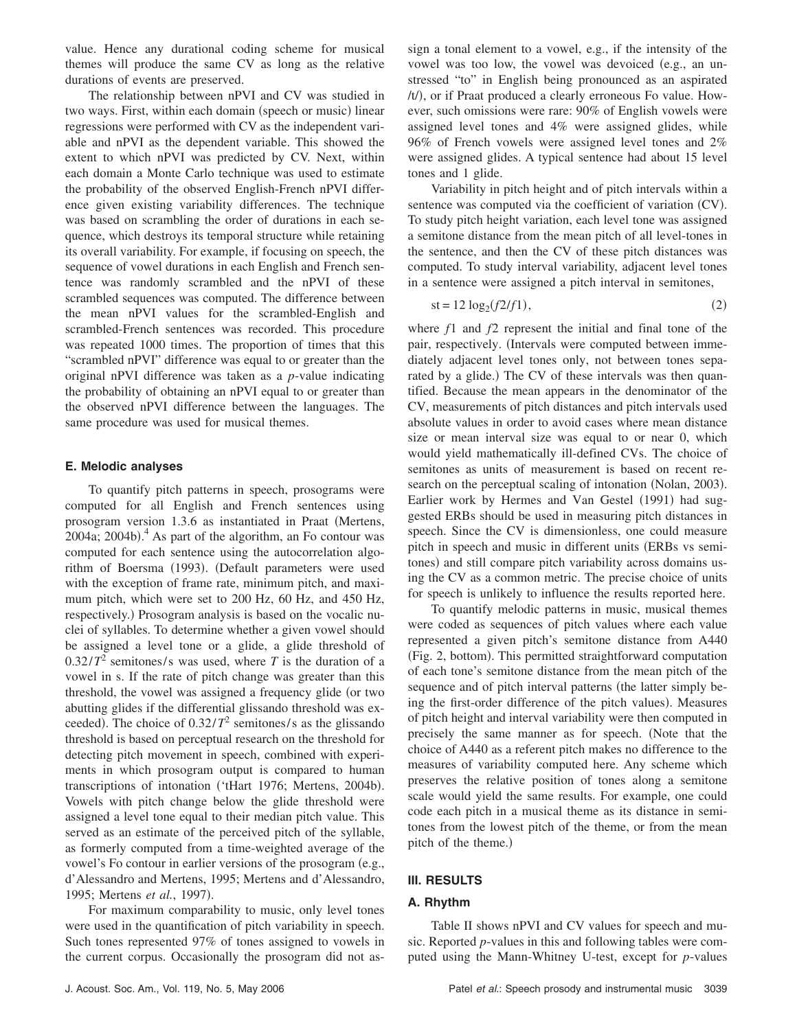value. Hence any durational coding scheme for musical themes will produce the same CV as long as the relative durations of events are preserved.

The relationship between nPVI and CV was studied in two ways. First, within each domain (speech or music) linear regressions were performed with CV as the independent variable and nPVI as the dependent variable. This showed the extent to which nPVI was predicted by CV. Next, within each domain a Monte Carlo technique was used to estimate the probability of the observed English-French nPVI difference given existing variability differences. The technique was based on scrambling the order of durations in each sequence, which destroys its temporal structure while retaining its overall variability. For example, if focusing on speech, the sequence of vowel durations in each English and French sentence was randomly scrambled and the nPVI of these scrambled sequences was computed. The difference between the mean nPVI values for the scrambled-English and scrambled-French sentences was recorded. This procedure was repeated 1000 times. The proportion of times that this "scrambled nPVI" difference was equal to or greater than the original nPVI difference was taken as a *p*-value indicating the probability of obtaining an nPVI equal to or greater than the observed nPVI difference between the languages. The same procedure was used for musical themes.

### E. Melodic analyses

To quantify pitch patterns in speech, prosograms were computed for all English and French sentences using prosogram version 1.3.6 as instantiated in Praat (Mertens, 2004a; 2004b).[4] As part of the algorithm, an Fo contour was computed for each sentence using the autocorrelation algorithm of Boersma (1993). (Default parameters were used with the exception of frame rate, minimum pitch, and maximum pitch, which were set to 200 Hz, 60 Hz, and 450 Hz, respectively.) Prosogram analysis is based on the vocalic nuclei of syllables. To determine whether a given vowel should be assigned a level tone or a glide, a glide threshold of $0.32/T^2$ semitones/s was used, where $T$ is the duration of a vowel in s. If the rate of pitch change was greater than this threshold, the vowel was assigned a frequency glide (or two abutting glides if the differential glissando threshold was exceeded). The choice of $0.32/T^2$ semitones/s as the glissando threshold is based on perceptual research on the threshold for detecting pitch movement in speech, combined with experiments in which prosogram output is compared to human transcriptions of intonation ('tHart 1976; Mertens, 2004b). Vowels with pitch change below the glide threshold were assigned a level tone equal to their median pitch value. This served as an estimate of the perceived pitch of the syllable, as formerly computed from a time-weighted average of the vowel's Fo contour in earlier versions of the prosogram (e.g., d'Alessandro and Mertens, 1995; Mertens and d'Alessandro, 1995; Mertens *et al.*, 1997).

For maximum comparability to music, only level tones were used in the quantification of pitch variability in speech. Such tones represented 97% of tones assigned to vowels in the current corpus. Occasionally the prosogram did not assign a tonal element to a vowel, e.g., if the intensity of the vowel was too low, the vowel was devoiced (e.g., an unstressed "to" in English being pronounced as an aspirated /t/), or if Praat produced a clearly erroneous Fo value. However, such omissions were rare: 90% of English vowels were assigned level tones and 4% were assigned glides, while 96% of French vowels were assigned level tones and 2% were assigned glides. A typical sentence had about 15 level tones and 1 glide.

Variability in pitch height and of pitch intervals within a sentence was computed via the coefficient of variation (CV). To study pitch height variation, each level tone was assigned a semitone distance from the mean pitch of all level-tones in the sentence, and then the CV of these pitch distances was computed. To study interval variability, adjacent level tones in a sentence were assigned a pitch interval in semitones,

$$\text{st} = 12 \log_2(f2/f1), \tag{2}$$

where $f1$ and $f2$ represent the initial and final tone of the pair, respectively. (Intervals were computed between immediately adjacent level tones only, not between tones separated by a glide.) The CV of these intervals was then quantified. Because the mean appears in the denominator of the CV, measurements of pitch distances and pitch intervals used absolute values in order to avoid cases where mean distance size or mean interval size was equal to or near 0, which would yield mathematically ill-defined CVs. The choice of semitones as units of measurement is based on recent research on the perceptual scaling of intonation (Nolan, 2003). Earlier work by Hermes and Van Gestel (1991) had suggested ERBs should be used in measuring pitch distances in speech. Since the CV is dimensionless, one could measure pitch in speech and music in different units (ERBs vs semitones) and still compare pitch variability across domains using the CV as a common metric. The precise choice of units for speech is unlikely to influence the results reported here.

To quantify melodic patterns in music, musical themes were coded as sequences of pitch values where each value represented a given pitch's semitone distance from A440 (Fig. 2, bottom). This permitted straightforward computation of each tone's semitone distance from the mean pitch of the sequence and of pitch interval patterns (the latter simply being the first-order difference of the pitch values). Measures of pitch height and interval variability were then computed in precisely the same manner as for speech. (Note that the choice of A440 as a referent pitch makes no difference to the measures of variability computed here. Any scheme which preserves the relative position of tones along a semitone scale would yield the same results. For example, one could code each pitch in a musical theme as its distance in semitones from the lowest pitch of the theme, or from the mean pitch of the theme.)

## III. RESULTS

### A. Rhythm

Table II shows nPVI and CV values for speech and music. Reported *p*-values in this and following tables were computed using the Mann-Whitney U-test, except for *p*-values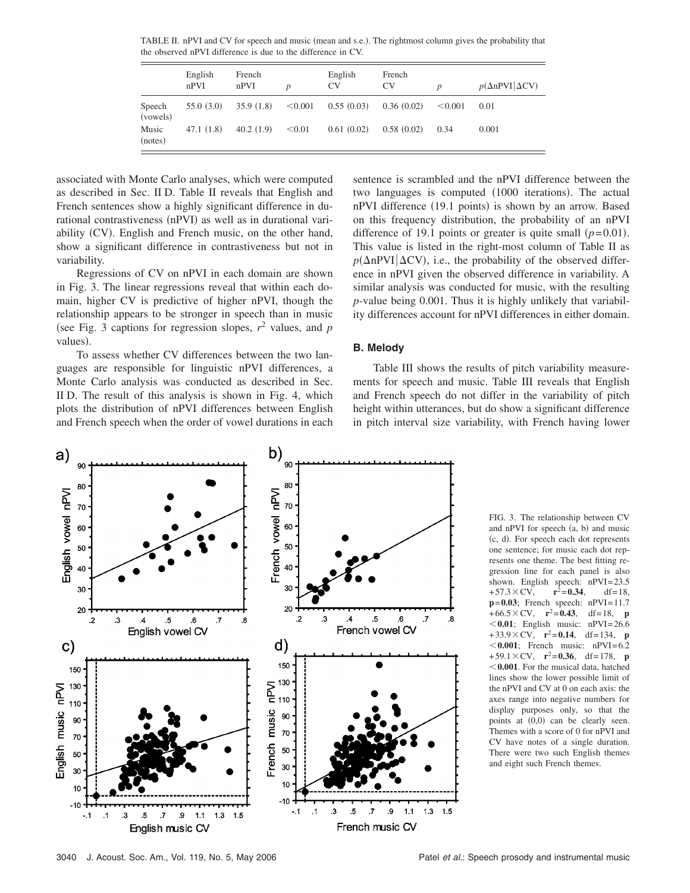TABLE II. nPVI and CV for speech and music (mean and s.e.). The rightmost column gives the probability that the observed nPVI difference is due to the difference in CV.

| | English nPVI | French nPVI | $p$ | English CV | French CV | $p$ | $p(\Delta\text{nPVI}\|\Delta\text{CV})$ |
|---|---|---|---|---|---|---|---|
| Speech (vowels) | 55.0 (3.0) | 35.9 (1.8) | $<0.001$ | 0.55 (0.03) | 0.36 (0.02) | $<0.001$ | 0.01 |
| Music (notes) | 47.1 (1.8) | 40.2 (1.9) | $<0.01$ | 0.61 (0.02) | 0.58 (0.02) | 0.34 | 0.001 |

associated with Monte Carlo analyses, which were computed as described in Sec. II D. Table II reveals that English and French sentences show a highly significant difference in durational contrastiveness (nPVI) as well as in durational variability (CV). English and French music, on the other hand, show a significant difference in contrastiveness but not in variability.

Regressions of CV on nPVI in each domain are shown in Fig. 3. The linear regressions reveal that within each domain, higher CV is predictive of higher nPVI, though the relationship appears to be stronger in speech than in music (see Fig. 3 captions for regression slopes, $r^2$ values, and $p$ values).

To assess whether CV differences between the two languages are responsible for linguistic nPVI differences, a Monte Carlo analysis was conducted as described in Sec. II D. The result of this analysis is shown in Fig. 4, which plots the distribution of nPVI differences between English and French speech when the order of vowel durations in each sentence is scrambled and the nPVI difference between the two languages is computed (1000 iterations). The actual nPVI difference (19.1 points) is shown by an arrow. Based on this frequency distribution, the probability of an nPVI difference of 19.1 points or greater is quite small ($p=0.01$). This value is listed in the right-most column of Table II as $p(\Delta\text{nPVI}|\Delta\text{CV})$, i.e., the probability of the observed difference in nPVI given the observed difference in variability. A similar analysis was conducted for music, with the resulting $p$-value being 0.001. Thus it is highly unlikely that variability differences account for nPVI differences in either domain.

### B. Melody

Table III shows the results of pitch variability measurements for speech and music. Table III reveals that English and French speech do not differ in the variability of pitch height within utterances, but do show a significant difference in pitch interval size variability, with French having lower

FIG. 3. The relationship between CV and nPVI for speech (a, b) and music (c, d). For speech each dot represents one sentence; for music each dot represents one theme. The best fitting regression line for each panel is also shown. English speech: $\text{nPVI}=23.5+57.3\times\text{CV}$, $\mathbf{r^2=0.34}$, df=18, $\mathbf{p=0.03}$; French speech: $\text{nPVI}=11.7+66.5\times\text{CV}$, $\mathbf{r^2=0.43}$, df=18, $\mathbf{p<0.01}$; English music: $\text{nPVI}=26.6+33.9\times\text{CV}$, $\mathbf{r^2=0.14}$, df=134, $\mathbf{p<0.001}$; French music: $\text{nPVI}=6.2+59.1\times\text{CV}$, $\mathbf{r^2=0.36}$, df=178, $\mathbf{p<0.001}$. For the musical data, hatched lines show the lower possible limit of the nPVI and CV at 0 on each axis: the axes range into negative numbers for display purposes only, so that the points at (0,0) can be clearly seen. Themes with a score of 0 for nPVI and CV have notes of a single duration. There were two such English themes and eight such French themes.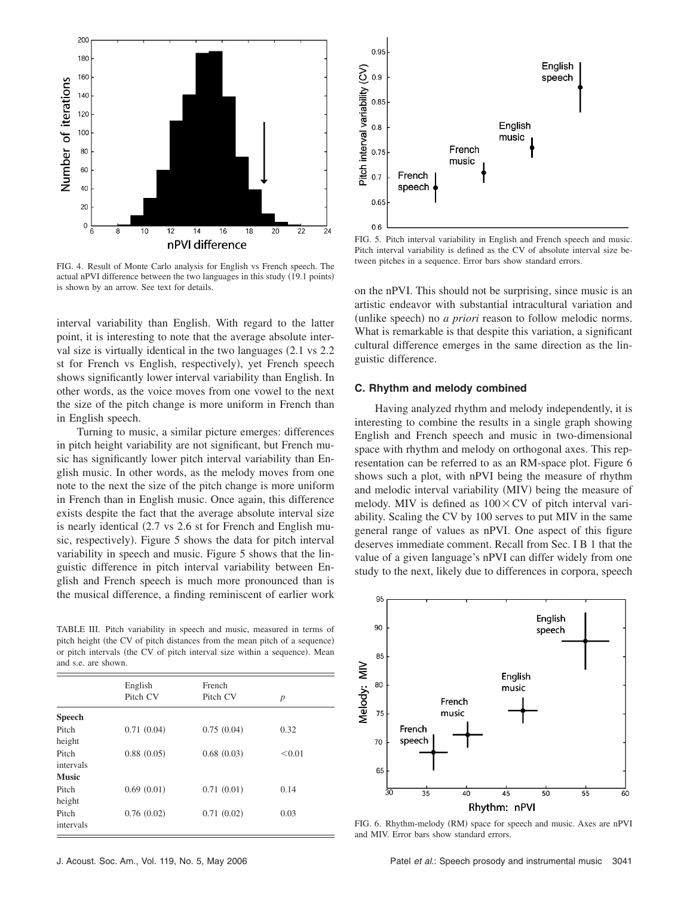FIG. 4. Result of Monte Carlo analysis for English vs French speech. The actual nPVI difference between the two languages in this study (19.1 points) is shown by an arrow. See text for details.

interval variability than English. With regard to the latter point, it is interesting to note that the average absolute interval size is virtually identical in the two languages (2.1 vs 2.2 st for French vs English, respectively), yet French speech shows significantly lower interval variability than English. In other words, as the voice moves from one vowel to the next the size of the pitch change is more uniform in French than in English speech.

Turning to music, a similar picture emerges: differences in pitch height variability are not significant, but French music has significantly lower pitch interval variability than English music. In other words, as the melody moves from one note to the next the size of the pitch change is more uniform in French than in English music. Once again, this difference exists despite the fact that the average absolute interval size is nearly identical (2.7 vs 2.6 st for French and English music, respectively). Figure 5 shows the data for pitch interval variability in speech and music. Figure 5 shows that the linguistic difference in pitch interval variability between English and French speech is much more pronounced than is the musical difference, a finding reminiscent of earlier work on the nPVI. This should not be surprising, since music is an artistic endeavor with substantial intracultural variation and (unlike speech) no *a priori* reason to follow melodic norms. What is remarkable is that despite this variation, a significant cultural difference emerges in the same direction as the linguistic difference.

TABLE III. Pitch variability in speech and music, measured in terms of pitch height (the CV of pitch distances from the mean pitch of a sequence) or pitch intervals (the CV of pitch interval size within a sequence). Mean and s.e. are shown.

| | English Pitch CV | French Pitch CV | $p$ |
|---|---|---|---|
| **Speech** | | | |
| Pitch height | 0.71 (0.04) | 0.75 (0.04) | 0.32 |
| Pitch intervals | 0.88 (0.05) | 0.68 (0.03) | <0.01 |
| **Music** | | | |
| Pitch height | 0.69 (0.01) | 0.71 (0.01) | 0.14 |
| Pitch intervals | 0.76 (0.02) | 0.71 (0.02) | 0.03 |

FIG. 5. Pitch interval variability in English and French speech and music. Pitch interval variability is defined as the CV of absolute interval size between pitches in a sequence. Error bars show standard errors.

### C. Rhythm and melody combined

Having analyzed rhythm and melody independently, it is interesting to combine the results in a single graph showing English and French speech and music in two-dimensional space with rhythm and melody on orthogonal axes. This representation can be referred to as an RM-space plot. Figure 6 shows such a plot, with nPVI being the measure of rhythm and melodic interval variability (MIV) being the measure of melody. MIV is defined as $100 \times$ CV of pitch interval variability. Scaling the CV by 100 serves to put MIV in the same general range of values as nPVI. One aspect of this figure deserves immediate comment. Recall from Sec. I B 1 that the value of a given language's nPVI can differ widely from one study to the next, likely due to differences in corpora, speech

FIG. 6. Rhythm-melody (RM) space for speech and music. Axes are nPVI and MIV. Error bars show standard errors.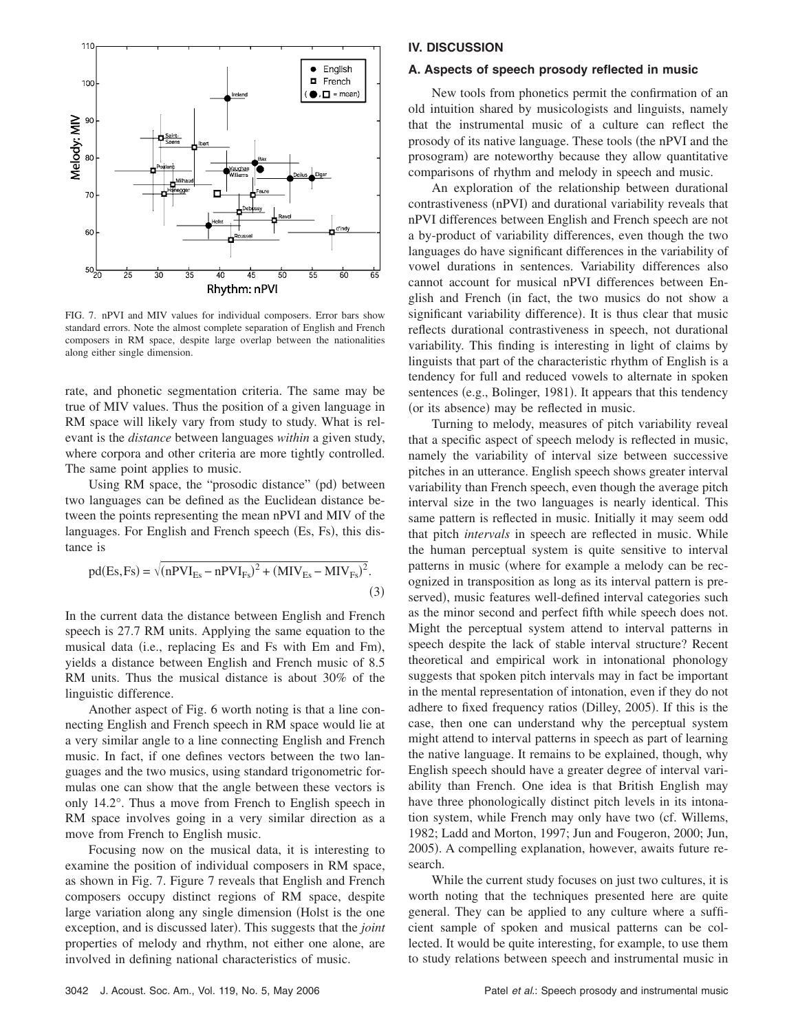110

100

90

80

70

60

50

Melody: MIV

20 25 30 35 40 45 50 55 60 65

Rhythm: nPVI

English

French

( ●, □ = mean)

Ireland

Saint-Saens

Ibert

Bax

Vaughan Williams

Delius

Elgar

Poulenc

Milhaud

Honegger

Faure

Debussy

Ravel

Holst

d'Indy

Roussel

FIG. 7. nPVI and MIV values for individual composers. Error bars show standard errors. Note the almost complete separation of English and French composers in RM space, despite large overlap between the nationalities along either single dimension.

rate, and phonetic segmentation criteria. The same may be true of MIV values. Thus the position of a given language in RM space will likely vary from study to study. What is relevant is the *distance* between languages *within* a given study, where corpora and other criteria are more tightly controlled. The same point applies to music.

Using RM space, the "prosodic distance" (pd) between two languages can be defined as the Euclidean distance between the points representing the mean nPVI and MIV of the languages. For English and French speech (Es, Fs), this distance is

$$\mathrm{pd}(\mathrm{Es},\mathrm{Fs}) = \sqrt{(\mathrm{nPVI}_{\mathrm{Es}} - \mathrm{nPVI}_{\mathrm{Fs}})^2 + (\mathrm{MIV}_{\mathrm{Es}} - \mathrm{MIV}_{\mathrm{Fs}})^2}. \tag{3}$$

In the current data the distance between English and French speech is 27.7 RM units. Applying the same equation to the musical data (i.e., replacing Es and Fs with Em and Fm), yields a distance between English and French music of 8.5 RM units. Thus the musical distance is about 30% of the linguistic difference.

Another aspect of Fig. 6 worth noting is that a line connecting English and French speech in RM space would lie at a very similar angle to a line connecting English and French music. In fact, if one defines vectors between the two languages and the two musics, using standard trigonometric formulas one can show that the angle between these vectors is only 14.2°. Thus a move from French to English speech in RM space involves going in a very similar direction as a move from French to English music.

Focusing now on the musical data, it is interesting to examine the position of individual composers in RM space, as shown in Fig. 7. Figure 7 reveals that English and French composers occupy distinct regions of RM space, despite large variation along any single dimension (Holst is the one exception, and is discussed later). This suggests that the *joint* properties of melody and rhythm, not either one alone, are involved in defining national characteristics of music.

## IV. DISCUSSION

### A. Aspects of speech prosody reflected in music

New tools from phonetics permit the confirmation of an old intuition shared by musicologists and linguists, namely that the instrumental music of a culture can reflect the prosody of its native language. These tools (the nPVI and the prosogram) are noteworthy because they allow quantitative comparisons of rhythm and melody in speech and music.

An exploration of the relationship between durational contrastiveness (nPVI) and durational variability reveals that nPVI differences between English and French speech are not a by-product of variability differences, even though the two languages do have significant differences in the variability of vowel durations in sentences. Variability differences also cannot account for musical nPVI differences between English and French (in fact, the two musics do not show a significant variability difference). It is thus clear that music reflects durational contrastiveness in speech, not durational variability. This finding is interesting in light of claims by linguists that part of the characteristic rhythm of English is a tendency for full and reduced vowels to alternate in spoken sentences (e.g., Bolinger, 1981). It appears that this tendency (or its absence) may be reflected in music.

Turning to melody, measures of pitch variability reveal that a specific aspect of speech melody is reflected in music, namely the variability of interval size between successive pitches in an utterance. English speech shows greater interval variability than French speech, even though the average pitch interval size in the two languages is nearly identical. This same pattern is reflected in music. Initially it may seem odd that pitch *intervals* in speech are reflected in music. While the human perceptual system is quite sensitive to interval patterns in music (where for example a melody can be recognized in transposition as long as its interval pattern is preserved), music features well-defined interval categories such as the minor second and perfect fifth while speech does not. Might the perceptual system attend to interval patterns in speech despite the lack of stable interval structure? Recent theoretical and empirical work in intonational phonology suggests that spoken pitch intervals may in fact be important in the mental representation of intonation, even if they do not adhere to fixed frequency ratios (Dilley, 2005). If this is the case, then one can understand why the perceptual system might attend to interval patterns in speech as part of learning the native language. It remains to be explained, though, why English speech should have a greater degree of interval variability than French. One idea is that British English may have three phonologically distinct pitch levels in its intonation system, while French may only have two (cf. Willems, 1982; Ladd and Morton, 1997; Jun and Fougeron, 2000; Jun, 2005). A compelling explanation, however, awaits future research.

While the current study focuses on just two cultures, it is worth noting that the techniques presented here are quite general. They can be applied to any culture where a sufficient sample of spoken and musical patterns can be collected. It would be quite interesting, for example, to use them to study relations between speech and instrumental music in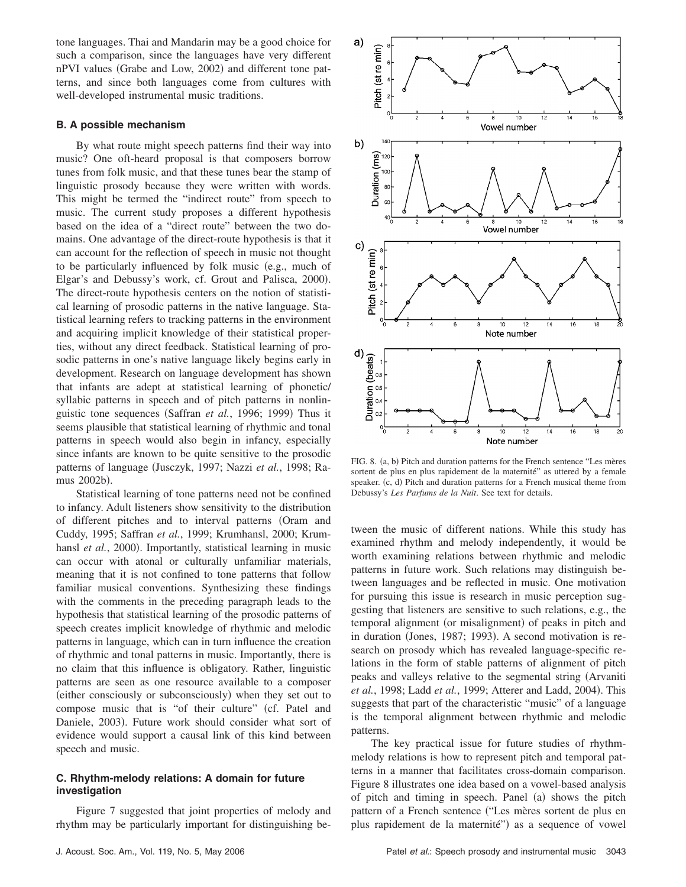tone languages. Thai and Mandarin may be a good choice for such a comparison, since the languages have very different nPVI values (Grabe and Low, 2002) and different tone patterns, and since both languages come from cultures with well-developed instrumental music traditions.

### B. A possible mechanism

By what route might speech patterns find their way into music? One oft-heard proposal is that composers borrow tunes from folk music, and that these tunes bear the stamp of linguistic prosody because they were written with words. This might be termed the "indirect route" from speech to music. The current study proposes a different hypothesis based on the idea of a "direct route" between the two domains. One advantage of the direct-route hypothesis is that it can account for the reflection of speech in music not thought to be particularly influenced by folk music (e.g., much of Elgar's and Debussy's work, cf. Grout and Palisca, 2000). The direct-route hypothesis centers on the notion of statistical learning of prosodic patterns in the native language. Statistical learning refers to tracking patterns in the environment and acquiring implicit knowledge of their statistical properties, without any direct feedback. Statistical learning of prosodic patterns in one's native language likely begins early in development. Research on language development has shown that infants are adept at statistical learning of phonetic/syllabic patterns in speech and of pitch patterns in nonlinguistic tone sequences (Saffran *et al.*, 1996; 1999) Thus it seems plausible that statistical learning of rhythmic and tonal patterns in speech would also begin in infancy, especially since infants are known to be quite sensitive to the prosodic patterns of language (Jusczyk, 1997; Nazzi *et al.*, 1998; Ramus 2002b).

Statistical learning of tone patterns need not be confined to infancy. Adult listeners show sensitivity to the distribution of different pitches and to interval patterns (Oram and Cuddy, 1995; Saffran *et al.*, 1999; Krumhansl, 2000; Krumhansl *et al.*, 2000). Importantly, statistical learning in music can occur with atonal or culturally unfamiliar materials, meaning that it is not confined to tone patterns that follow familiar musical conventions. Synthesizing these findings with the comments in the preceding paragraph leads to the hypothesis that statistical learning of the prosodic patterns of speech creates implicit knowledge of rhythmic and melodic patterns in language, which can in turn influence the creation of rhythmic and tonal patterns in music. Importantly, there is no claim that this influence is obligatory. Rather, linguistic patterns are seen as one resource available to a composer (either consciously or subconsciously) when they set out to compose music that is "of their culture" (cf. Patel and Daniele, 2003). Future work should consider what sort of evidence would support a causal link of this kind between speech and music.

### C. Rhythm-melody relations: A domain for future investigation

Figure 7 suggested that joint properties of melody and rhythm may be particularly important for distinguishing between the music of different nations. While this study has examined rhythm and melody independently, it would be worth examining relations between rhythmic and melodic patterns in future work. Such relations may distinguish between languages and be reflected in music. One motivation for pursuing this issue is research in music perception suggesting that listeners are sensitive to such relations, e.g., the temporal alignment (or misalignment) of peaks in pitch and in duration (Jones, 1987; 1993). A second motivation is research on prosody which has revealed language-specific relations in the form of stable patterns of alignment of pitch peaks and valleys relative to the segmental string (Arvaniti *et al.*, 1998; Ladd *et al.*, 1999; Atterer and Ladd, 2004). This suggests that part of the characteristic "music" of a language is the temporal alignment between rhythmic and melodic patterns.

The key practical issue for future studies of rhythm-melody relations is how to represent pitch and temporal patterns in a manner that facilitates cross-domain comparison. Figure 8 illustrates one idea based on a vowel-based analysis of pitch and timing in speech. Panel (a) shows the pitch pattern of a French sentence ("Les mères sortent de plus en plus rapidement de la maternité") as a sequence of vowel

a)
Pitch (st re min)
Vowel number

b)
Duration (ms)
Vowel number

c)
Pitch (st re min)
Note number

d)
Duration (beats)
Note number

FIG. 8. (a, b) Pitch and duration patterns for the French sentence "Les mères sortent de plus en plus rapidement de la maternité" as uttered by a female speaker. (c, d) Pitch and duration patterns for a French musical theme from Debussy's *Les Parfums de la Nuit*. See text for details.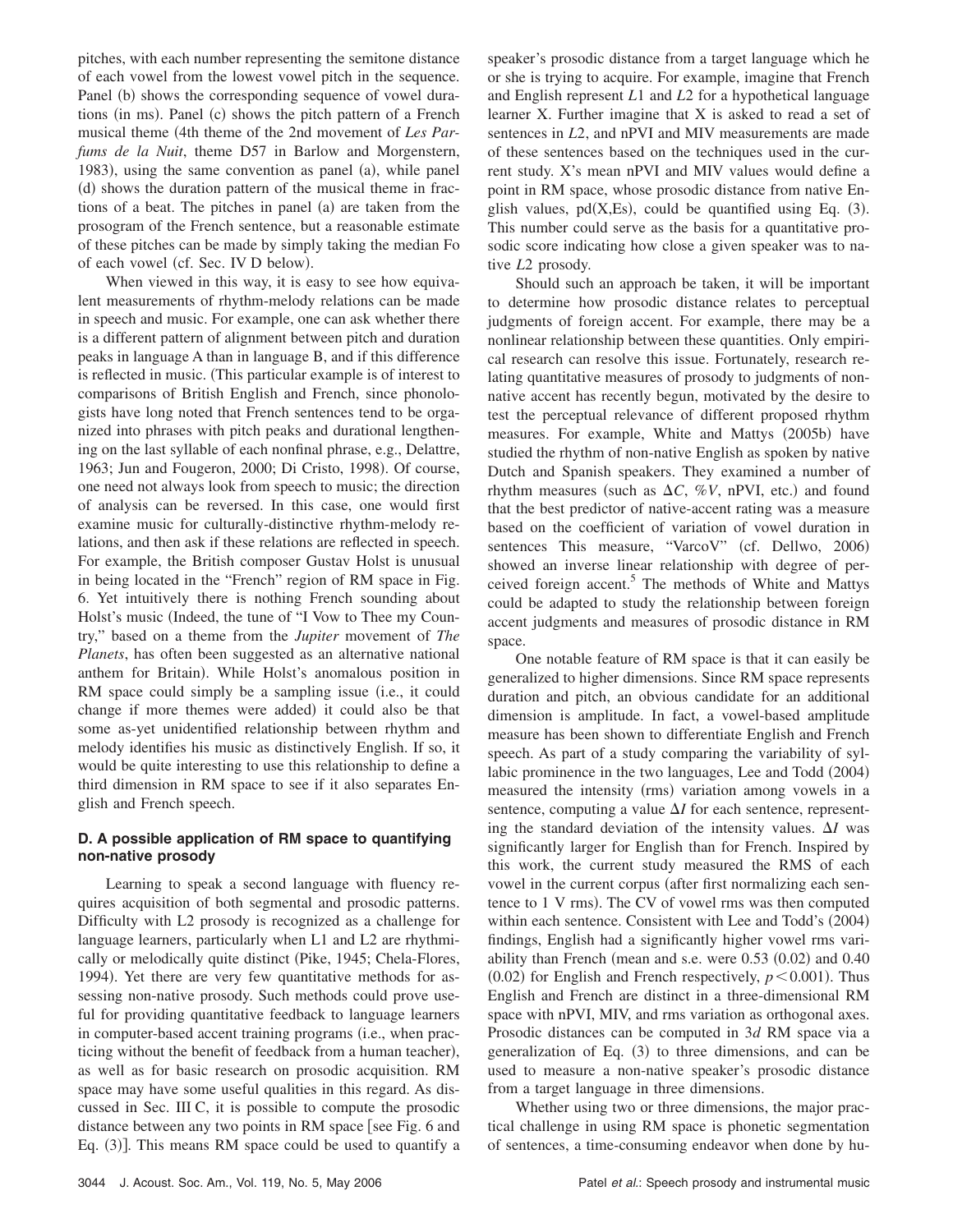pitches, with each number representing the semitone distance of each vowel from the lowest vowel pitch in the sequence. Panel (b) shows the corresponding sequence of vowel durations (in ms). Panel (c) shows the pitch pattern of a French musical theme (4th theme of the 2nd movement of *Les Parfums de la Nuit*, theme D57 in Barlow and Morgenstern, 1983), using the same convention as panel (a), while panel (d) shows the duration pattern of the musical theme in fractions of a beat. The pitches in panel (a) are taken from the prosogram of the French sentence, but a reasonable estimate of these pitches can be made by simply taking the median Fo of each vowel (cf. Sec. IV D below).

When viewed in this way, it is easy to see how equivalent measurements of rhythm-melody relations can be made in speech and music. For example, one can ask whether there is a different pattern of alignment between pitch and duration peaks in language A than in language B, and if this difference is reflected in music. (This particular example is of interest to comparisons of British English and French, since phonologists have long noted that French sentences tend to be organized into phrases with pitch peaks and durational lengthening on the last syllable of each nonfinal phrase, e.g., Delattre, 1963; Jun and Fougeron, 2000; Di Cristo, 1998). Of course, one need not always look from speech to music; the direction of analysis can be reversed. In this case, one would first examine music for culturally-distinctive rhythm-melody relations, and then ask if these relations are reflected in speech. For example, the British composer Gustav Holst is unusual in being located in the "French" region of RM space in Fig. 6. Yet intuitively there is nothing French sounding about Holst's music (Indeed, the tune of "I Vow to Thee my Country," based on a theme from the *Jupiter* movement of *The Planets*, has often been suggested as an alternative national anthem for Britain). While Holst's anomalous position in RM space could simply be a sampling issue (i.e., it could change if more themes were added) it could also be that some as-yet unidentified relationship between rhythm and melody identifies his music as distinctively English. If so, it would be quite interesting to use this relationship to define a third dimension in RM space to see if it also separates English and French speech.

### D. A possible application of RM space to quantifying non-native prosody

Learning to speak a second language with fluency requires acquisition of both segmental and prosodic patterns. Difficulty with L2 prosody is recognized as a challenge for language learners, particularly when L1 and L2 are rhythmically or melodically quite distinct (Pike, 1945; Chela-Flores, 1994). Yet there are very few quantitative methods for assessing non-native prosody. Such methods could prove useful for providing quantitative feedback to language learners in computer-based accent training programs (i.e., when practicing without the benefit of feedback from a human teacher), as well as for basic research on prosodic acquisition. RM space may have some useful qualities in this regard. As discussed in Sec. III C, it is possible to compute the prosodic distance between any two points in RM space [see Fig. 6 and Eq. (3)]. This means RM space could be used to quantify a speaker's prosodic distance from a target language which he or she is trying to acquire. For example, imagine that French and English represent $L1$ and $L2$ for a hypothetical language learner X. Further imagine that X is asked to read a set of sentences in $L2$, and nPVI and MIV measurements are made of these sentences based on the techniques used in the current study. X's mean nPVI and MIV values would define a point in RM space, whose prosodic distance from native English values, pd(X,Es), could be quantified using Eq. (3). This number could serve as the basis for a quantitative prosodic score indicating how close a given speaker was to native $L2$ prosody.

Should such an approach be taken, it will be important to determine how prosodic distance relates to perceptual judgments of foreign accent. For example, there may be a nonlinear relationship between these quantities. Only empirical research can resolve this issue. Fortunately, research relating quantitative measures of prosody to judgments of nonnative accent has recently begun, motivated by the desire to test the perceptual relevance of different proposed rhythm measures. For example, White and Mattys (2005b) have studied the rhythm of non-native English as spoken by native Dutch and Spanish speakers. They examined a number of rhythm measures (such as $\Delta C$, $\%V$, nPVI, etc.) and found that the best predictor of native-accent rating was a measure based on the coefficient of variation of vowel duration in sentences This measure, "VarcoV" (cf. Dellwo, 2006) showed an inverse linear relationship with degree of perceived foreign accent.[5] The methods of White and Mattys could be adapted to study the relationship between foreign accent judgments and measures of prosodic distance in RM space.

One notable feature of RM space is that it can easily be generalized to higher dimensions. Since RM space represents duration and pitch, an obvious candidate for an additional dimension is amplitude. In fact, a vowel-based amplitude measure has been shown to differentiate English and French speech. As part of a study comparing the variability of syllabic prominence in the two languages, Lee and Todd (2004) measured the intensity (rms) variation among vowels in a sentence, computing a value $\Delta I$ for each sentence, representing the standard deviation of the intensity values. $\Delta I$ was significantly larger for English than for French. Inspired by this work, the current study measured the RMS of each vowel in the current corpus (after first normalizing each sentence to 1 V rms). The CV of vowel rms was then computed within each sentence. Consistent with Lee and Todd's (2004) findings, English had a significantly higher vowel rms variability than French (mean and s.e. were 0.53 (0.02) and 0.40 (0.02) for English and French respectively, $p < 0.001$). Thus English and French are distinct in a three-dimensional RM space with nPVI, MIV, and rms variation as orthogonal axes. Prosodic distances can be computed in 3$d$ RM space via a generalization of Eq. (3) to three dimensions, and can be used to measure a non-native speaker's prosodic distance from a target language in three dimensions.

Whether using two or three dimensions, the major practical challenge in using RM space is phonetic segmentation of sentences, a time-consuming endeavor when done by hu-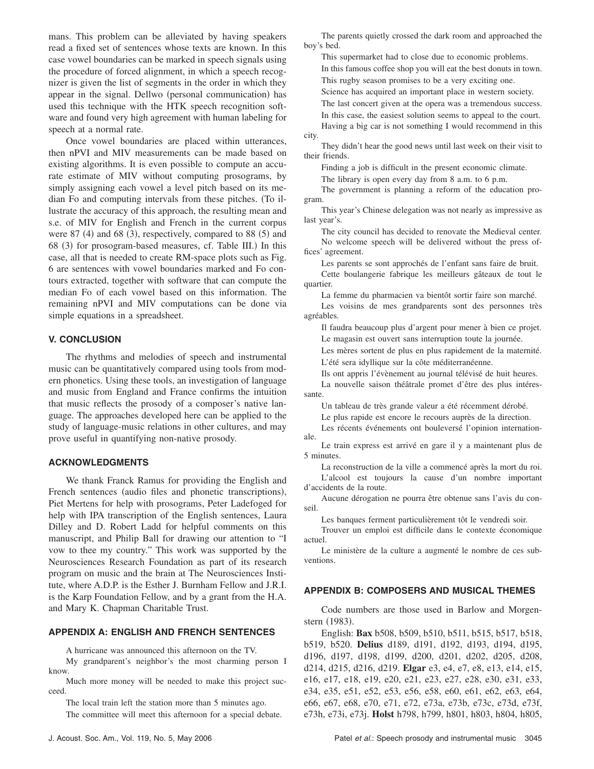mans. This problem can be alleviated by having speakers read a fixed set of sentences whose texts are known. In this case vowel boundaries can be marked in speech signals using the procedure of forced alignment, in which a speech recognizer is given the list of segments in the order in which they appear in the signal. Dellwo (personal communication) has used this technique with the HTK speech recognition software and found very high agreement with human labeling for speech at a normal rate.

Once vowel boundaries are placed within utterances, then nPVI and MIV measurements can be made based on existing algorithms. It is even possible to compute an accurate estimate of MIV without computing prosograms, by simply assigning each vowel a level pitch based on its median Fo and computing intervals from these pitches. (To illustrate the accuracy of this approach, the resulting mean and s.e. of MIV for English and French in the current corpus were 87 (4) and 68 (3), respectively, compared to 88 (5) and 68 (3) for prosogram-based measures, cf. Table III.) In this case, all that is needed to create RM-space plots such as Fig. 6 are sentences with vowel boundaries marked and Fo contours extracted, together with software that can compute the median Fo of each vowel based on this information. The remaining nPVI and MIV computations can be done via simple equations in a spreadsheet.

## V. CONCLUSION

The rhythms and melodies of speech and instrumental music can be quantitatively compared using tools from modern phonetics. Using these tools, an investigation of language and music from England and France confirms the intuition that music reflects the prosody of a composer's native language. The approaches developed here can be applied to the study of language-music relations in other cultures, and may prove useful in quantifying non-native prosody.

## ACKNOWLEDGMENTS

We thank Franck Ramus for providing the English and French sentences (audio files and phonetic transcriptions), Piet Mertens for help with prosograms, Peter Ladefoged for help with IPA transcription of the English sentences, Laura Dilley and D. Robert Ladd for helpful comments on this manuscript, and Philip Ball for drawing our attention to "I vow to thee my country." This work was supported by the Neurosciences Research Foundation as part of its research program on music and the brain at The Neurosciences Institute, where A.D.P. is the Esther J. Burnham Fellow and J.R.I. is the Karp Foundation Fellow, and by a grant from the H.A. and Mary K. Chapman Charitable Trust.

## APPENDIX A: ENGLISH AND FRENCH SENTENCES

A hurricane was announced this afternoon on the TV.

My grandparent's neighbor's the most charming person I know.

Much more money will be needed to make this project succeed.

The local train left the station more than 5 minutes ago.

The committee will meet this afternoon for a special debate.

The parents quietly crossed the dark room and approached the boy's bed.

This supermarket had to close due to economic problems.

In this famous coffee shop you will eat the best donuts in town.

This rugby season promises to be a very exciting one.

Science has acquired an important place in western society.

The last concert given at the opera was a tremendous success.

In this case, the easiest solution seems to appeal to the court.

Having a big car is not something I would recommend in this city.

They didn't hear the good news until last week on their visit to their friends.

Finding a job is difficult in the present economic climate.

The library is open every day from 8 a.m. to 6 p.m.

The government is planning a reform of the education program.

This year's Chinese delegation was not nearly as impressive as last year's.

The city council has decided to renovate the Medieval center.

No welcome speech will be delivered without the press offices' agreement.

Les parents se sont approchés de l'enfant sans faire de bruit.

Cette boulangerie fabrique les meilleurs gâteaux de tout le quartier.

La femme du pharmacien va bientôt sortir faire son marché.

Les voisins de mes grandparents sont des personnes très agréables.

Il faudra beaucoup plus d'argent pour mener à bien ce projet.

Le magasin est ouvert sans interruption toute la journée.

Les mères sortent de plus en plus rapidement de la maternité.

L'été sera idyllique sur la côte méditerranéenne.

Ils ont appris l'évènement au journal télévisé de huit heures.

La nouvelle saison théâtrale promet d'être des plus intéressante.

Un tableau de très grande valeur a été récemment dérobé.

Le plus rapide est encore le recours auprès de la direction.

Les récents événements ont bouleversé l'opinion internationale.

Le train express est arrivé en gare il y a maintenant plus de 5 minutes.

La reconstruction de la ville a commencé après la mort du roi.

L'alcool est toujours la cause d'un nombre important d'accidents de la route.

Aucune dérogation ne pourra être obtenue sans l'avis du conseil.

Les banques ferment particulièrement tôt le vendredi soir.

Trouver un emploi est difficile dans le contexte économique actuel.

Le ministère de la culture a augmenté le nombre de ces subventions.

## APPENDIX B: COMPOSERS AND MUSICAL THEMES

Code numbers are those used in Barlow and Morgenstern (1983).

English: **Bax** b508, b509, b510, b511, b515, b517, b518, b519, b520. **Delius** d189, d191, d192, d193, d194, d195, d196, d197, d198, d199, d200, d201, d202, d205, d208, d214, d215, d216, d219. **Elgar** e3, e4, e7, e8, e13, e14, e15, e16, e17, e18, e19, e20, e21, e23, e27, e28, e30, e31, e33, e34, e35, e51, e52, e53, e56, e58, e60, e61, e62, e63, e64, e66, e67, e68, e70, e71, e72, e73a, e73b, e73c, e73d, e73f, e73h, e73i, e73j. **Holst** h798, h799, h801, h803, h804, h805,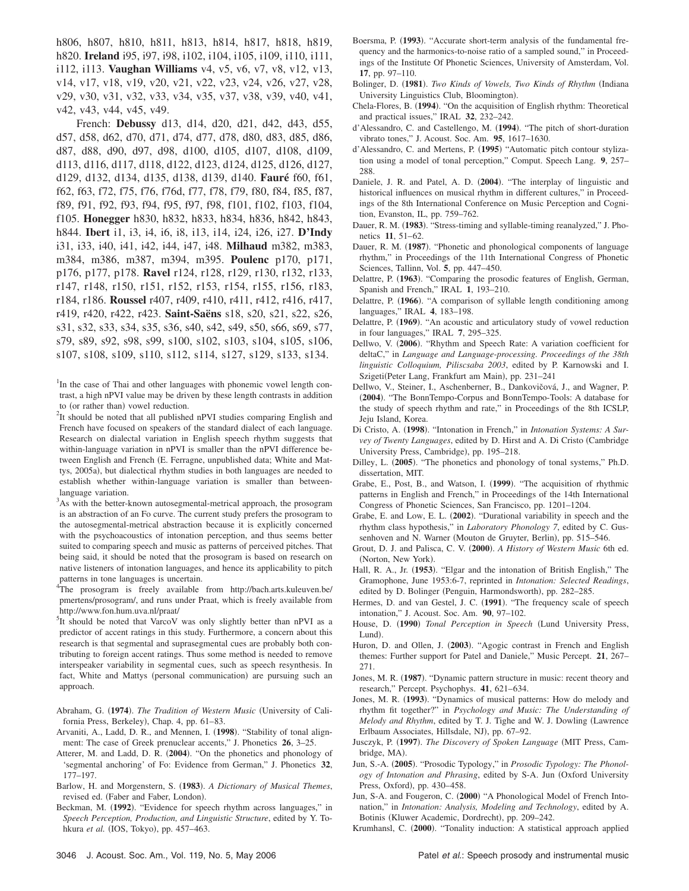h806, h807, h810, h811, h813, h814, h817, h818, h819, h820. **Ireland** i95, i97, i98, i102, i104, i105, i109, i110, i111, i112, i113. **Vaughan Williams** v4, v5, v6, v7, v8, v12, v13, v14, v17, v18, v19, v20, v21, v22, v23, v24, v26, v27, v28, v29, v30, v31, v32, v33, v34, v35, v37, v38, v39, v40, v41, v42, v43, v44, v45, v49.

French: **Debussy** d13, d14, d20, d21, d42, d43, d55, d57, d58, d62, d70, d71, d74, d77, d78, d80, d83, d85, d86, d87, d88, d90, d97, d98, d100, d105, d107, d108, d109, d113, d116, d117, d118, d122, d123, d124, d125, d126, d127, d129, d132, d134, d135, d138, d139, d140. **Fauré** f60, f61, f62, f63, f72, f75, f76, f76d, f77, f78, f79, f80, f84, f85, f87, f89, f91, f92, f93, f94, f95, f97, f98, f101, f102, f103, f104, f105. **Honegger** h830, h832, h833, h834, h836, h842, h843, h844. **Ibert** i1, i3, i4, i6, i8, i13, i14, i24, i26, i27. **D'Indy** i31, i33, i40, i41, i42, i44, i47, i48. **Milhaud** m382, m383, m384, m386, m387, m394, m395. **Poulenc** p170, p171, p176, p177, p178. **Ravel** r124, r128, r129, r130, r132, r133, r147, r148, r150, r151, r152, r153, r154, r155, r156, r183, r184, r186. **Roussel** r407, r409, r410, r411, r412, r416, r417, r419, r420, r422, r423. **Saint-Saëns** s18, s20, s21, s22, s26, s31, s32, s33, s34, s35, s36, s40, s42, s49, s50, s66, s69, s77, s79, s89, s92, s98, s99, s100, s102, s103, s104, s105, s106, s107, s108, s109, s110, s112, s114, s127, s129, s133, s134.

[1]In the case of Thai and other languages with phonemic vowel length contrast, a high nPVI value may be driven by these length contrasts in addition to (or rather than) vowel reduction.

[2]It should be noted that all published nPVI studies comparing English and French have focused on speakers of the standard dialect of each language. Research on dialectal variation in English speech rhythm suggests that within-language variation in nPVI is smaller than the nPVI difference between English and French (E. Ferragne, unpublished data; White and Mattys, 2005a), but dialectical rhythm studies in both languages are needed to establish whether within-language variation is smaller than between-language variation.

[3]As with the better-known autosegmental-metrical approach, the prosogram is an abstraction of an Fo curve. The current study prefers the prosogram to the autosegmental-metrical abstraction because it is explicitly concerned with the psychoacoustics of intonation perception, and thus seems better suited to comparing speech and music as patterns of perceived pitches. That being said, it should be noted that the prosogram is based on research on native listeners of intonation languages, and hence its applicability to pitch patterns in tone languages is uncertain.

[4]The prosogram is freely available from http://bach.arts.kuleuven.be/pmertens/prosogram/, and runs under Praat, which is freely available from http://www.fon.hum.uva.nl/praat/

[5]It should be noted that VarcoV was only slightly better than nPVI as a predictor of accent ratings in this study. Furthermore, a concern about this research is that segmental and suprasegmental cues are probably both contributing to foreign accent ratings. Thus some method is needed to remove interspeaker variability in segmental cues, such as speech resynthesis. In fact, White and Mattys (personal communication) are pursuing such an approach.

Abraham, G. (**1974**). *The Tradition of Western Music* (University of California Press, Berkeley), Chap. 4, pp. 61–83.

Arvaniti, A., Ladd, D. R., and Mennen, I. (**1998**). "Stability of tonal alignment: The case of Greek prenuclear accents," J. Phonetics **26**, 3–25.

Atterer, M. and Ladd, D. R. (**2004**). "On the phonetics and phonology of 'segmental anchoring' of Fo: Evidence from German," J. Phonetics **32**, 177–197.

Barlow, H. and Morgenstern, S. (**1983**). *A Dictionary of Musical Themes*, revised ed. (Faber and Faber, London).

Beckman, M. (**1992**). "Evidence for speech rhythm across languages," in *Speech Perception, Production, and Linguistic Structure*, edited by Y. Tohkura *et al.* (IOS, Tokyo), pp. 457–463.

Boersma, P. (**1993**). "Accurate short-term analysis of the fundamental frequency and the harmonics-to-noise ratio of a sampled sound," in Proceedings of the Institute Of Phonetic Sciences, University of Amsterdam, Vol. **17**, pp. 97–110.

Bolinger, D. (**1981**). *Two Kinds of Vowels, Two Kinds of Rhythm* (Indiana University Linguistics Club, Bloomington).

Chela-Flores, B. (**1994**). "On the acquisition of English rhythm: Theoretical and practical issues," IRAL **32**, 232–242.

d'Alessandro, C. and Castellengo, M. (**1994**). "The pitch of short-duration vibrato tones," J. Acoust. Soc. Am. **95**, 1617–1630.

d'Alessandro, C. and Mertens, P. (**1995**) "Automatic pitch contour stylization using a model of tonal perception," Comput. Speech Lang. **9**, 257–288.

Daniele, J. R. and Patel, A. D. (**2004**). "The interplay of linguistic and historical influences on musical rhythm in different cultures," in Proceedings of the 8th International Conference on Music Perception and Cognition, Evanston, IL, pp. 759–762.

Dauer, R. M. (**1983**). "Stress-timing and syllable-timing reanalyzed," J. Phonetics **11**, 51–62.

Dauer, R. M. (**1987**). "Phonetic and phonological components of language rhythm," in Proceedings of the 11th International Congress of Phonetic Sciences, Tallinn, Vol. **5**, pp. 447–450.

Delattre, P. (**1963**). "Comparing the prosodic features of English, German, Spanish and French," IRAL **1**, 193–210.

Delattre, P. (**1966**). "A comparison of syllable length conditioning among languages," IRAL **4**, 183–198.

Delattre, P. (**1969**). "An acoustic and articulatory study of vowel reduction in four languages," IRAL **7**, 295–325.

Dellwo, V. (**2006**). "Rhythm and Speech Rate: A variation coefficient for deltaC," in *Language and Language-processing. Proceedings of the 38th linguistic Colloquium, Piliscsaba 2003*, edited by P. Karnowski and I. Szigeti(Peter Lang, Frankfurt am Main), pp. 231–241

Dellwo, V., Steiner, I., Aschenberner, B., Dankovičová, J., and Wagner, P. (**2004**). "The BonnTempo-Corpus and BonnTempo-Tools: A database for the study of speech rhythm and rate," in Proceedings of the 8th ICSLP, Jeju Island, Korea.

Di Cristo, A. (**1998**). "Intonation in French," in *Intonation Systems: A Survey of Twenty Languages*, edited by D. Hirst and A. Di Cristo (Cambridge University Press, Cambridge), pp. 195–218.

Dilley, L. (**2005**). "The phonetics and phonology of tonal systems," Ph.D. dissertation, MIT.

Grabe, E., Post, B., and Watson, I. (**1999**). "The acquisition of rhythmic patterns in English and French," in Proceedings of the 14th International Congress of Phonetic Sciences, San Francisco, pp. 1201–1204.

Grabe, E. and Low, E. L. (**2002**). "Durational variability in speech and the rhythm class hypothesis," in *Laboratory Phonology 7*, edited by C. Gussenhoven and N. Warner (Mouton de Gruyter, Berlin), pp. 515–546.

Grout, D. J. and Palisca, C. V. (**2000**). *A History of Western Music* 6th ed. (Norton, New York).

Hall, R. A., Jr. (**1953**). "Elgar and the intonation of British English," The Gramophone, June 1953:6-7, reprinted in *Intonation: Selected Readings*, edited by D. Bolinger (Penguin, Harmondsworth), pp. 282–285.

Hermes, D. and van Gestel, J. C. (**1991**). "The frequency scale of speech intonation," J. Acoust. Soc. Am. **90**, 97–102.

House, D. (**1990**) *Tonal Perception in Speech* (Lund University Press, Lund).

Huron, D. and Ollen, J. (**2003**). "Agogic contrast in French and English themes: Further support for Patel and Daniele," Music Percept. **21**, 267–271.

Jones, M. R. (**1987**). "Dynamic pattern structure in music: recent theory and research," Percept. Psychophys. **41**, 621–634.

Jones, M. R. (**1993**). "Dynamics of musical patterns: How do melody and rhythm fit together?" in *Psychology and Music: The Understanding of Melody and Rhythm*, edited by T. J. Tighe and W. J. Dowling (Lawrence Erlbaum Associates, Hillsdale, NJ), pp. 67–92.

Jusczyk, P. (**1997**). *The Discovery of Spoken Language* (MIT Press, Cambridge, MA).

Jun, S.-A. (**2005**). "Prosodic Typology," in *Prosodic Typology: The Phonology of Intonation and Phrasing*, edited by S-A. Jun (Oxford University Press, Oxford), pp. 430–458.

Jun, S-A. and Fougeron, C. (**2000**) "A Phonological Model of French Intonation," in *Intonation: Analysis, Modeling and Technology*, edited by A. Botinis (Kluwer Academic, Dordrecht), pp. 209–242.

Krumhansl, C. (**2000**). "Tonality induction: A statistical approach applied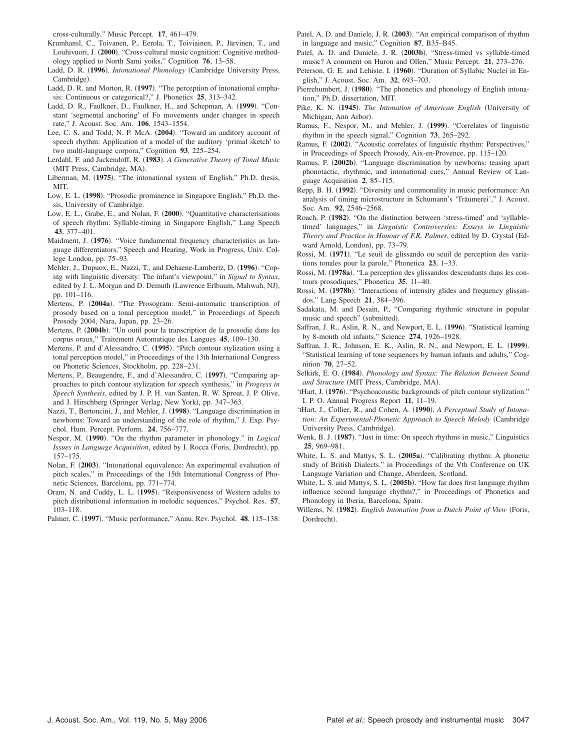cross-culturally," Music Percept. **17**, 461–479.

Krumhansl, C., Toivanen, P., Eerola, T., Toiviainen, P., Järvinen, T., and Louhivuori, J. (**2000**). "Cross-cultural music cognition: Cognitive methodology applied to North Sami yoiks," Cognition **76**, 13–58.

Ladd, D. R. (**1996**). *Intonational Phonology* (Cambridge University Press, Cambridge).

Ladd, D. R. and Morton, R. (**1997**). "The perception of intonational emphasis: Continuous or categorical?," J. Phonetics **25**, 313–342.

Ladd, D. R., Faulkner, D., Faulkner, H., and Schepman, A. (**1999**). "Constant 'segmental anchoring' of Fo movements under changes in speech rate," J. Acoust. Soc. Am. **106**, 1543–1554.

Lee, C. S. and Todd, N. P. McA. (**2004**). "Toward an auditory account of speech rhythm: Application of a model of the auditory 'primal sketch' to two multi-language corpora," Cognition **93**, 225–254.

Lerdahl, F. and Jackendoff, R. (**1983**). *A Generative Theory of Tonal Music* (MIT Press, Cambridge, MA).

Liberman, M. (**1975**). "The intonational system of English," Ph.D. thesis, MIT.

Low, E. L. (**1998**). "Prosodic prominence in Singapore English," Ph.D. thesis, University of Cambridge.

Low, E. L., Grabe, E., and Nolan, F. (**2000**). "Quantitative characterisations of speech rhythm: Syllable-timing in Singapore English," Lang Speech **43**, 377–401.

Maidment, J. (**1976**). "Voice fundamental frequency characteristics as language differentiators," Speech and Hearing, Work in Progress, Univ. College London, pp. 75–93.

Mehler, J., Dupuox, E., Nazzi, T., and Dehaene-Lambertz, D. (**1996**). "Coping with linguistic diversity: The infant's viewpoint," in *Signal to Syntax*, edited by J. L. Morgan and D. Demuth (Lawrence Erlbaum, Mahwah, NJ), pp. 101–116.

Mertens, P. (**2004a**). "The Prosogram: Semi-automatic transcription of prosody based on a tonal perception model," in Proceedings of Speech Prosody 2004, Nara, Japan, pp. 23–26.

Mertens, P. (**2004b**). "Un outil pour la transcription de la prosodie dans les corpus oraux," Traitement Automatique des Langues **45**, 109–130.

Mertens, P. and d'Alessandro, C. (**1995**). "Pitch contour stylization using a tonal perception model," in Proceedings of the 13th International Congress on Phonetic Sciences, Stockholm, pp. 228–231.

Mertens, P., Beaugendre, F., and d'Alessandro, C. (**1997**). "Comparing approaches to pitch contour stylization for speech synthesis," in *Progress in Speech Synthesis*, edited by J. P. H. van Santen, R. W. Sproat, J. P. Olive, and J. Hirschberg (Springer Verlag, New York), pp. 347–363.

Nazzi, T., Bertoncini, J., and Mehler, J. (**1998**). "Language discrimination in newborns: Toward an understanding of the role of rhythm," J. Exp. Psychol. Hum. Percept. Perform. **24**, 756–777.

Nespor, M. (**1990**). "On the rhythm parameter in phonology." in *Logical Issues in Language Acquisition*, edited by I. Rocca (Foris, Dordrecht), pp. 157–175.

Nolan, F. (**2003**). "Intonational equivalence: An experimental evaluation of pitch scales," in Proceedings of the 15th International Congress of Phonetic Sciences, Barcelona, pp. 771–774.

Oram, N. and Cuddy, L. L. (**1995**). "Responsiveness of Western adults to pitch distributional information in melodic sequences," Psychol. Res. **57**, 103–118.

Palmer, C. (**1997**). "Music performance," Annu. Rev. Psychol. **48**, 115–138.

Patel, A. D. and Daniele, J. R. (**2003**). "An empirical comparison of rhythm in language and music," Cognition **87**, B35–B45.

Patel, A. D. and Daniele, J. R. (**2003b**). "Stress-timed vs syllable-timed music? A comment on Huron and Ollen," Music Percept. **21**, 273–276.

Peterson, G. E. and Lehiste, I. (**1960**). "Duration of Syllabic Nuclei in English," J. Acoust. Soc. Am. **32**, 693–703.

Pierrehumbert, J. (**1980**). "The phonetics and phonology of English intonation," Ph.D. dissertation, MIT.

Pike, K. N. (**1945**). *The Intonation of American English* (University of Michigan, Ann Arbor).

Ramus, F., Nespor, M., and Mehler, J. (**1999**). "Correlates of linguistic rhythm in the speech signal," Cognition **73**, 265–292.

Ramus, F. (**2002**). "Acoustic correlates of linguistic rhythm: Perspectives," in Proceedings of Speech Prosody, Aix-en-Provence, pp. 115–120.

Ramus, F. (**2002b**). "Language discrimination by newborns: teasing apart phonotactic, rhythmic, and intonational cues," Annual Review of Language Acquisition **2**, 85–115.

Repp, B. H. (**1992**). "Diversity and commonality in music performance: An analysis of timing microstructure in Schumann's 'Träumerei'," J. Acoust. Soc. Am. **92**, 2546–2568.

Roach, P. (**1982**). "On the distinction between 'stress-timed' and 'syllable-timed' languages," in *Linguistic Controversies: Essays in Linguistic Theory and Practice in Honour of F.R. Palmer*, edited by D. Crystal (Edward Arnold, London), pp. 73–79.

Rossi, M. (**1971**). "Le seuil de glissando ou seuil de perception des variations tonales pour la parole," Phonetica **23**, 1–33.

Rossi, M. (**1978a**). "La perception des glissandos descendants dans les contours prosodiques," Phonetica **35**, 11–40.

Rossi, M. (**1978b**). "Interactions of intensity glides and frequency glissandos," Lang Speech **21**, 384–396.

Sadakata, M. and Desain, P., "Comparing rhythmic structure in popular music and speech" (submitted).

Saffran, J. R., Aslin, R. N., and Newport, E. L. (**1996**). "Statistical learning by 8-month old infants," Science **274**, 1926–1928.

Saffran, J. R., Johnson, E. K., Aslin, R. N., and Newport, E. L. (**1999**). "Statistical learning of tone sequences by human infants and adults," Cognition **70**, 27–52.

Selkirk, E. O. (**1984**). *Phonology and Syntax: The Relation Between Sound and Structure* (MIT Press, Cambridge, MA).

'tHart, J. (**1976**). "Psychoacoustic backgrounds of pitch contour stylization." I. P. O. Annual Progress Report **11**, 11–19.

'tHart, J., Collier, R., and Cohen, A. (**1990**). *A Perceptual Study of Intonation: An Experimental-Phonetic Approach to Speech Melody* (Cambridge University Press, Cambridge).

Wenk, B. J. (**1987**). "Just in time: On speech rhythms in music," Linguistics **25**, 969–981.

White, L. S. and Mattys, S. L. (**2005a**). "Calibrating rhythm: A phonetic study of British Dialects." in Proceedings of the Vth Conference on UK Language Variation and Change, Aberdeen, Scotland.

White, L. S. and Mattys, S. L. (**2005b**). "How far does first language rhythm influence second language rhythm?," in Proceedings of Phonetics and Phonology in Iberia, Barcelona, Spain.

Willems, N. (**1982**). *English Intonation from a Dutch Point of View* (Foris, Dordrecht).